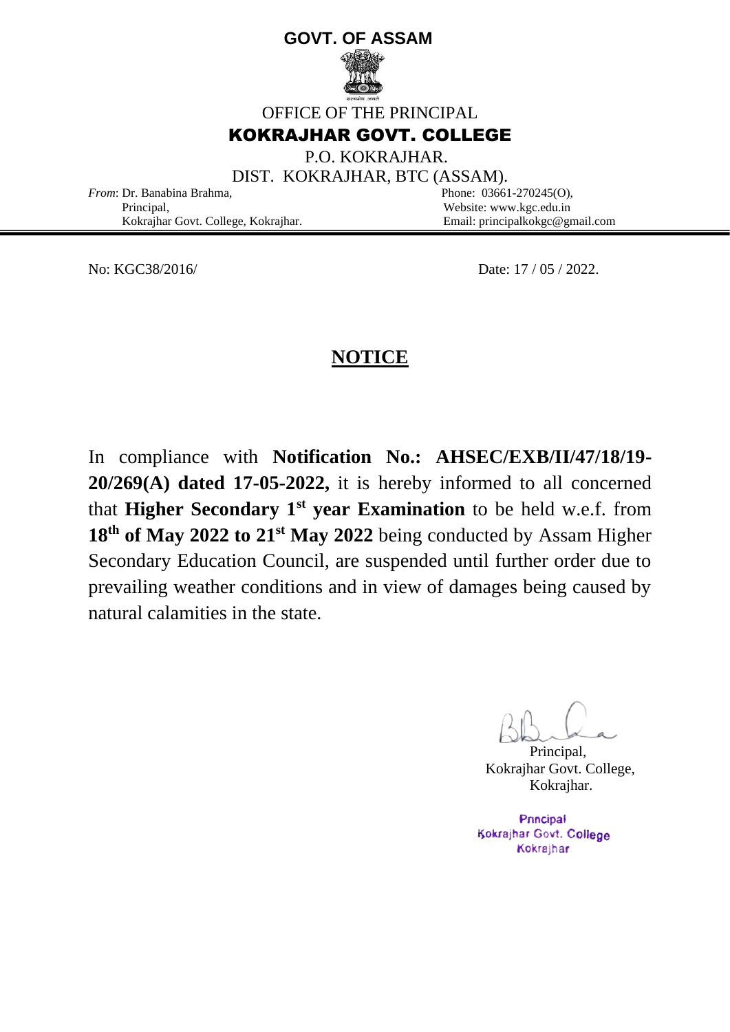**GOVT. OF ASSAM**

OFFICE OF THE PRINCIPAL

**KOKRAJHAR GOVT. COLLEGE**

P.O. KOKRAJHAR.

DIST. KOKRAJHAR, BTC (ASSAM).

*From*: Dr. Banabina Brahma,
Principal,
Kokrajhar Govt. College, Kokrajhar.

Phone: 03661-270245(O),
Website: www.kgc.edu.in
Email: principalkokgc@gmail.com

No: KGC38/2016/

Date: 17 / 05 / 2022.

## NOTICE

In compliance with **Notification No.: AHSEC/EXB/II/47/18/19-20/269(A) dated 17-05-2022,** it is hereby informed to all concerned that **Higher Secondary 1st year Examination** to be held w.e.f. from **18th of May 2022 to 21st May 2022** being conducted by Assam Higher Secondary Education Council, are suspended until further order due to prevailing weather conditions and in view of damages being caused by natural calamities in the state.

Principal,
Kokrajhar Govt. College,
Kokrajhar.

Principal
Kokrajhar Govt. College
Kokrajhar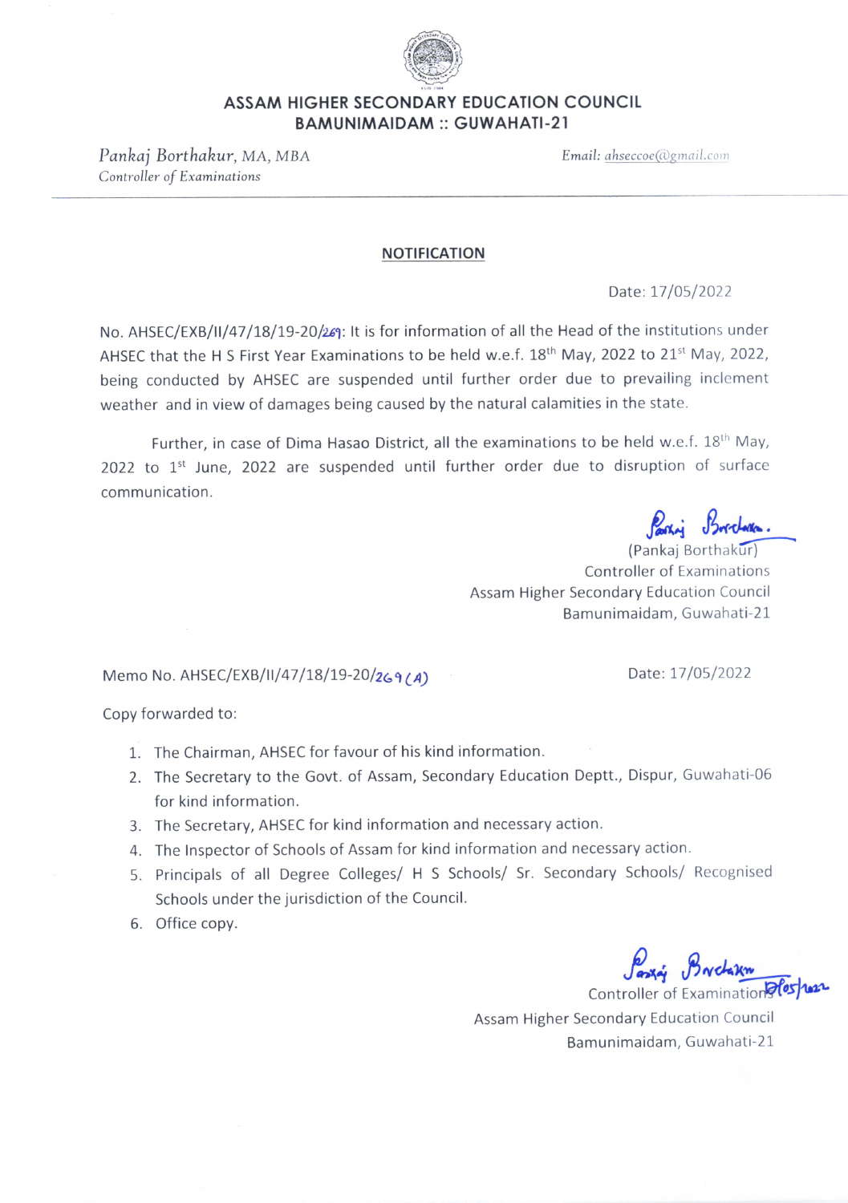# ASSAM HIGHER SECONDARY EDUCATION COUNCIL
## BAMUNIMAIDAM :: GUWAHATI-21

*Pankaj Borthakur, MA, MBA*
*Controller of Examinations*

*Email: ahseccoe@gmail.com*

---

**NOTIFICATION**

Date: 17/05/2022

No. AHSEC/EXB/II/47/18/19-20/269: It is for information of all the Head of the institutions under AHSEC that the H S First Year Examinations to be held w.e.f. 18th May, 2022 to 21st May, 2022, being conducted by AHSEC are suspended until further order due to prevailing inclement weather and in view of damages being caused by the natural calamities in the state.

Further, in case of Dima Hasao District, all the examinations to be held w.e.f. 18th May, 2022 to 1st June, 2022 are suspended until further order due to disruption of surface communication.

(Pankaj Borthakur)
Controller of Examinations
Assam Higher Secondary Education Council
Bamunimaidam, Guwahati-21

Memo No. AHSEC/EXB/II/47/18/19-20/269 (A)

Date: 17/05/2022

Copy forwarded to:

1. The Chairman, AHSEC for favour of his kind information.
2. The Secretary to the Govt. of Assam, Secondary Education Deptt., Dispur, Guwahati-06 for kind information.
3. The Secretary, AHSEC for kind information and necessary action.
4. The Inspector of Schools of Assam for kind information and necessary action.
5. Principals of all Degree Colleges/ H S Schools/ Sr. Secondary Schools/ Recognised Schools under the jurisdiction of the Council.
6. Office copy.

Controller of Examinations
Assam Higher Secondary Education Council
Bamunimaidam, Guwahati-21